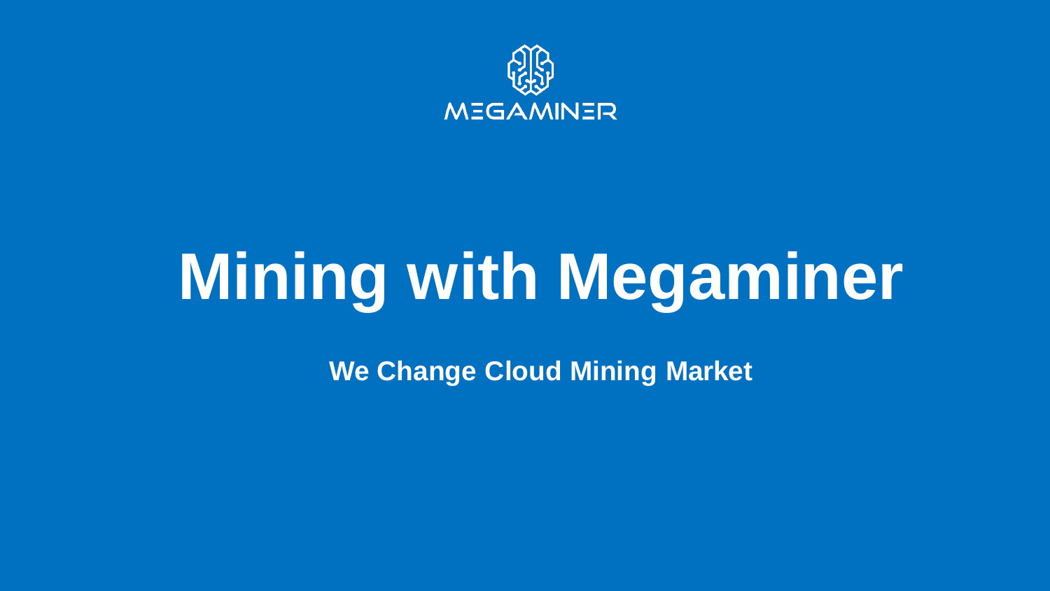MEGAMINER

# Mining with Megaminer

**We Change Cloud Mining Market**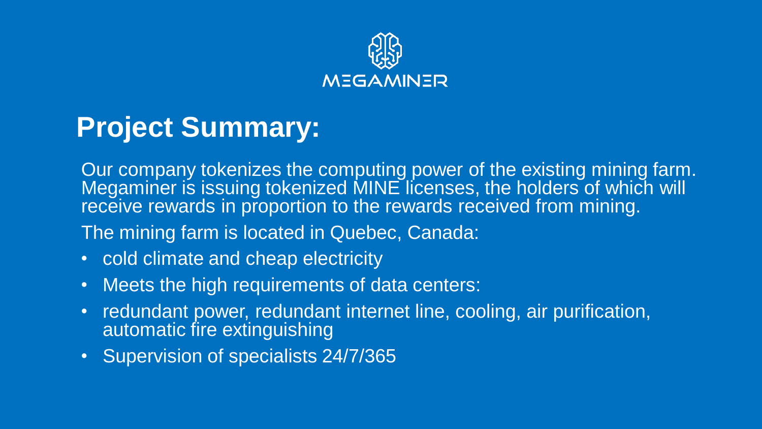MEGAMINER

# Project Summary:

Our company tokenizes the computing power of the existing mining farm. Megaminer is issuing tokenized MINE licenses, the holders of which will receive rewards in proportion to the rewards received from mining.

The mining farm is located in Quebec, Canada:

- cold climate and cheap electricity
- Meets the high requirements of data centers:
- redundant power, redundant internet line, cooling, air purification, automatic fire extinguishing
- Supervision of specialists 24/7/365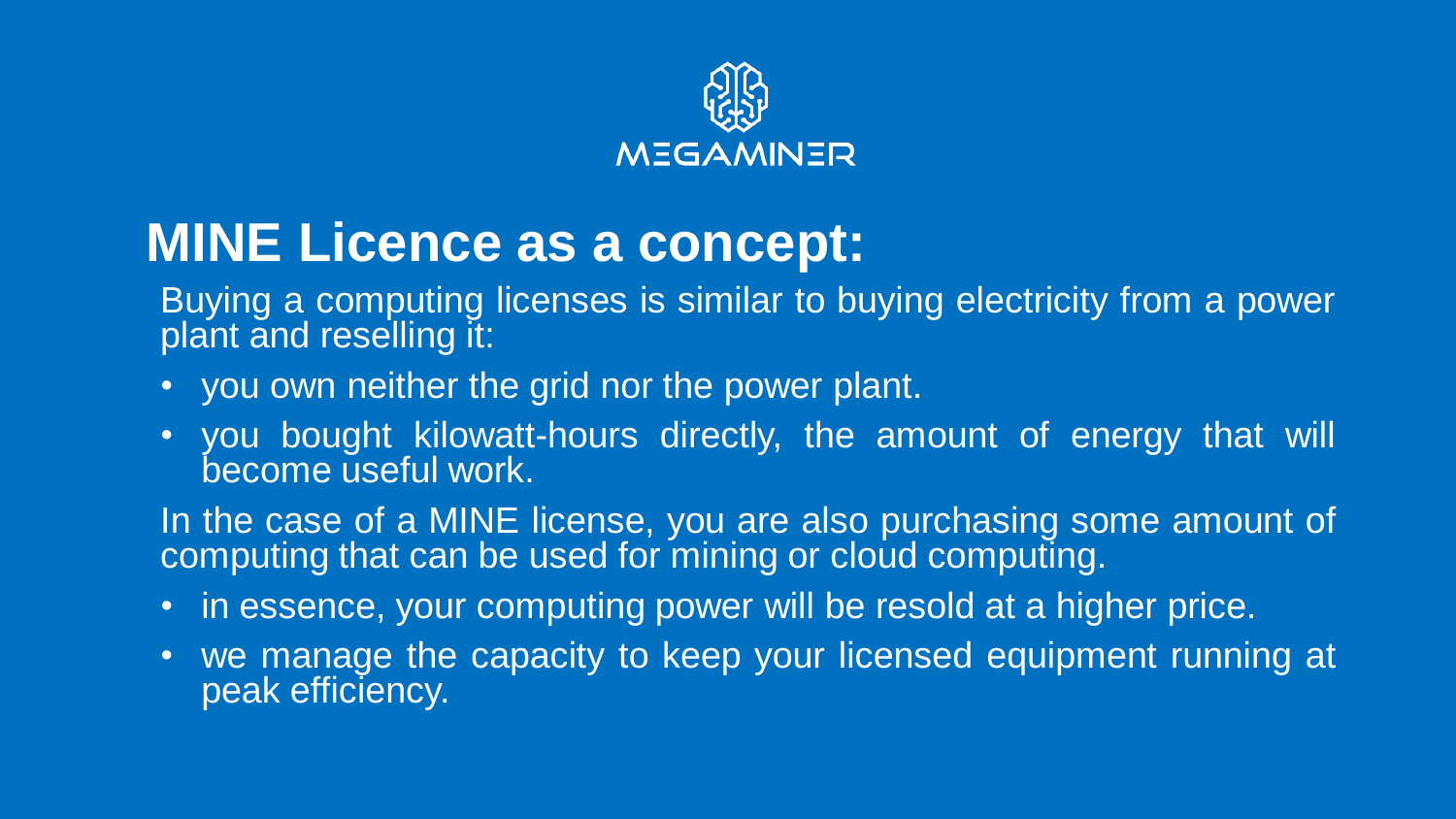MEGAMINER

# MINE Licence as a concept:

Buying a computing licenses is similar to buying electricity from a power plant and reselling it:

- you own neither the grid nor the power plant.
- you bought kilowatt-hours directly, the amount of energy that will become useful work.

In the case of a MINE license, you are also purchasing some amount of computing that can be used for mining or cloud computing.

- in essence, your computing power will be resold at a higher price.
- we manage the capacity to keep your licensed equipment running at peak efficiency.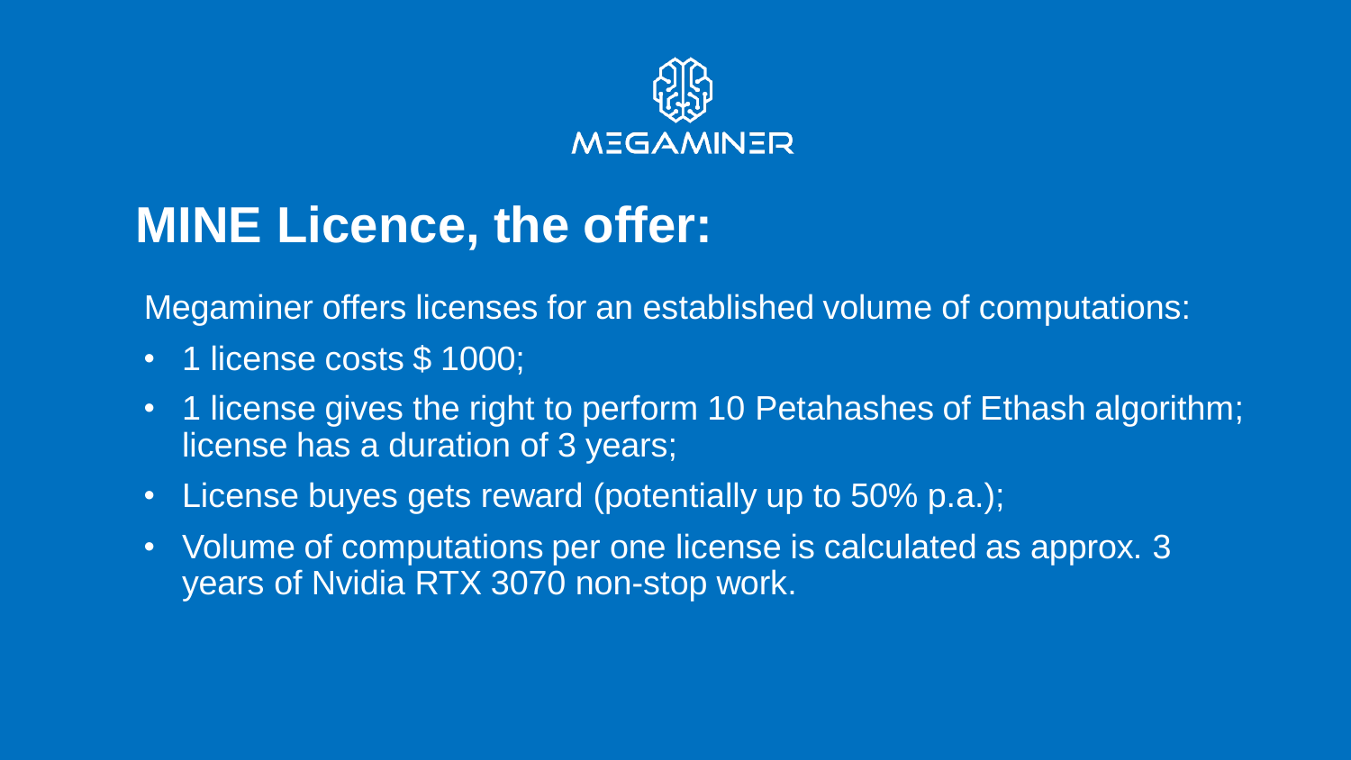MEGAMINER

# MINE Licence, the offer:

Megaminer offers licenses for an established volume of computations:

- 1 license costs $ 1000;
- 1 license gives the right to perform 10 Petahashes of Ethash algorithm; license has a duration of 3 years;
- License buyes gets reward (potentially up to 50% p.a.);
- Volume of computations per one license is calculated as approx. 3 years of Nvidia RTX 3070 non-stop work.